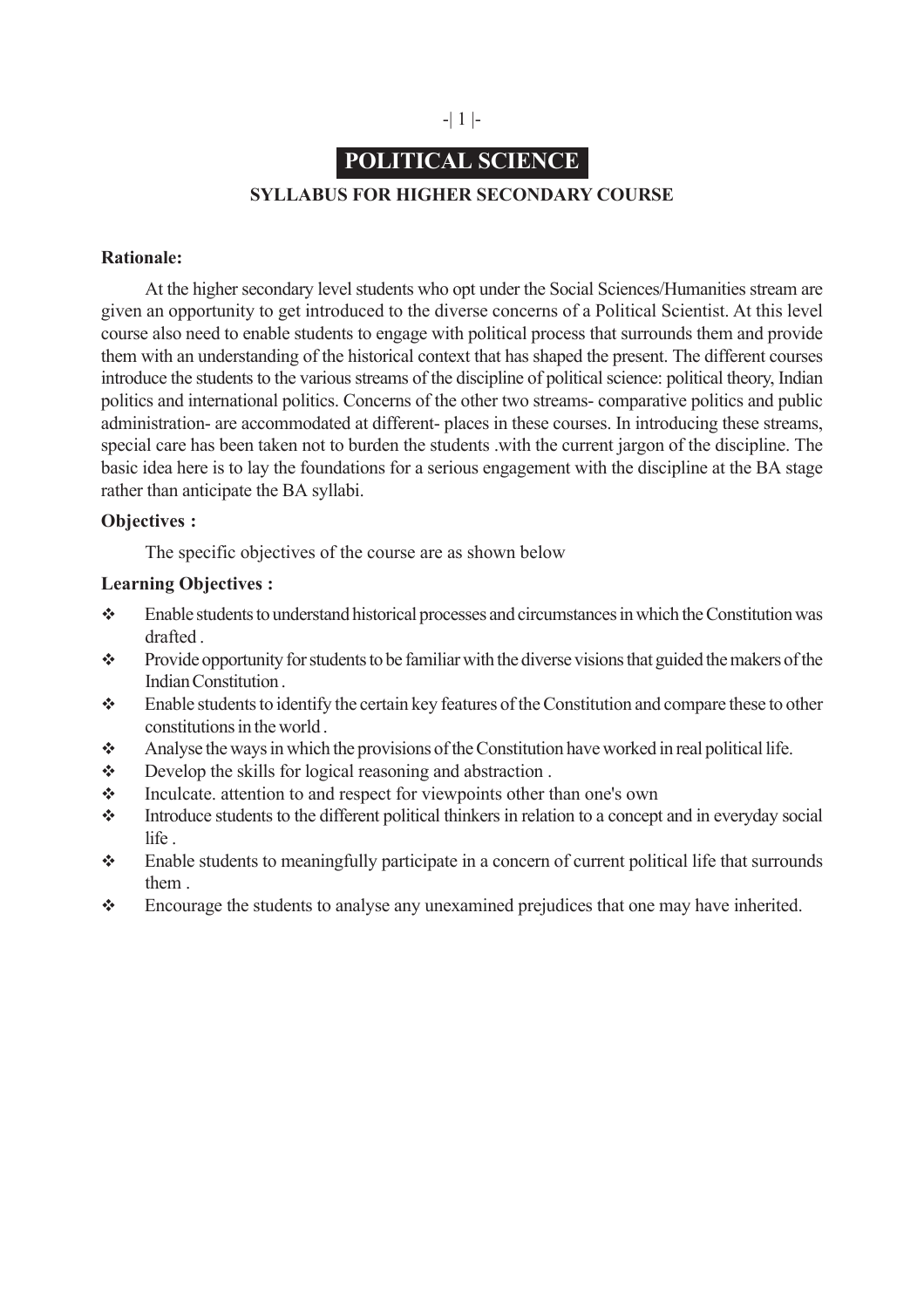# POLITICAL SCIENCE

## SYLLABUS FOR HIGHER SECONDARY COURSE

**Rationale:**

At the higher secondary level students who opt under the Social Sciences/Humanities stream are given an opportunity to get introduced to the diverse concerns of a Political Scientist. At this level course also need to enable students to engage with political process that surrounds them and provide them with an understanding of the historical context that has shaped the present. The different courses introduce the students to the various streams of the discipline of political science: political theory, Indian politics and international politics. Concerns of the other two streams- comparative politics and public administration- are accommodated at different- places in these courses. In introducing these streams, special care has been taken not to burden the students .with the current jargon of the discipline. The basic idea here is to lay the foundations for a serious engagement with the discipline at the BA stage rather than anticipate the BA syllabi.

**Objectives :**

The specific objectives of the course are as shown below

**Learning Objectives :**

- Enable students to understand historical processes and circumstances in which the Constitution was drafted .
- Provide opportunity for students to be familiar with the diverse visions that guided the makers of the Indian Constitution .
- Enable students to identify the certain key features of the Constitution and compare these to other constitutions in the world .
- Analyse the ways in which the provisions of the Constitution have worked in real political life.
- Develop the skills for logical reasoning and abstraction .
- Inculcate. attention to and respect for viewpoints other than one's own
- Introduce students to the different political thinkers in relation to a concept and in everyday social life .
- Enable students to meaningfully participate in a concern of current political life that surrounds them .
- Encourage the students to analyse any unexamined prejudices that one may have inherited.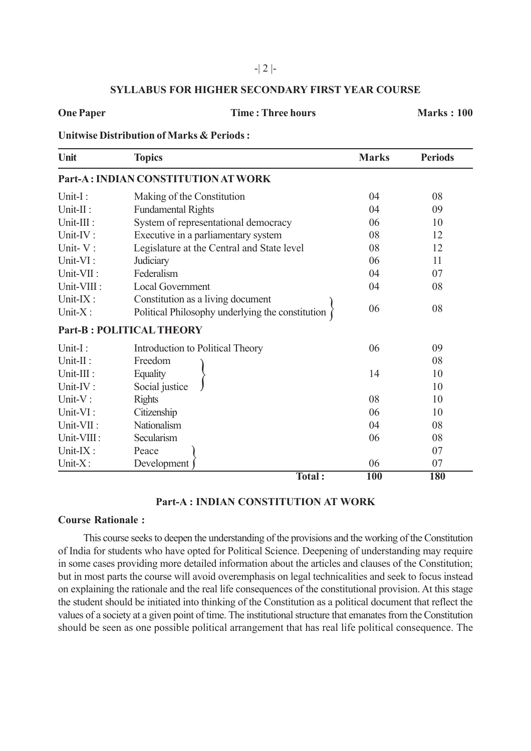**SYLLABUS FOR HIGHER SECONDARY FIRST YEAR COURSE**

**One Paper** | **Time : Three hours** | **Marks : 100**

**Unitwise Distribution of Marks & Periods :**

| Unit | Topics | Marks | Periods |
|---|---|---|---|
| **Part-A : INDIAN CONSTITUTION AT WORK** | | | |
| Unit-I : | Making of the Constitution | 04 | 08 |
| Unit-II : | Fundamental Rights | 04 | 09 |
| Unit-III : | System of representational democracy | 06 | 10 |
| Unit-IV : | Executive in a parliamentary system | 08 | 12 |
| Unit- V : | Legislature at the Central and State level | 08 | 12 |
| Unit-VI : | Judiciary | 06 | 11 |
| Unit-VII : | Federalism | 04 | 07 |
| Unit-VIII : | Local Government | 04 | 08 |
| Unit-IX : | Constitution as a living document | 06 | 08 |
| Unit-X : | Political Philosophy underlying the constitution | | |
| **Part-B : POLITICAL THEORY** | | | |
| Unit-I : | Introduction to Political Theory | 06 | 09 |
| Unit-II : | Freedom | 14 | 08 |
| Unit-III : | Equality | | 10 |
| Unit-IV : | Social justice | | 10 |
| Unit-V : | Rights | 08 | 10 |
| Unit-VI : | Citizenship | 06 | 10 |
| Unit-VII : | Nationalism | 04 | 08 |
| Unit-VIII : | Secularism | 06 | 08 |
| Unit-IX : | Peace | 06 | 07 |
| Unit-X : | Development | | 07 |
| | **Total :** | **100** | **180** |

## Part-A : INDIAN CONSTITUTION AT WORK

**Course Rationale :**

This course seeks to deepen the understanding of the provisions and the working of the Constitution of India for students who have opted for Political Science. Deepening of understanding may require in some cases providing more detailed information about the articles and clauses of the Constitution; but in most parts the course will avoid overemphasis on legal technicalities and seek to focus instead on explaining the rationale and the real life consequences of the constitutional provision. At this stage the student should be initiated into thinking of the Constitution as a political document that reflect the values of a society at a given point of time. The institutional structure that emanates from the Constitution should be seen as one possible political arrangement that has real life political consequence. The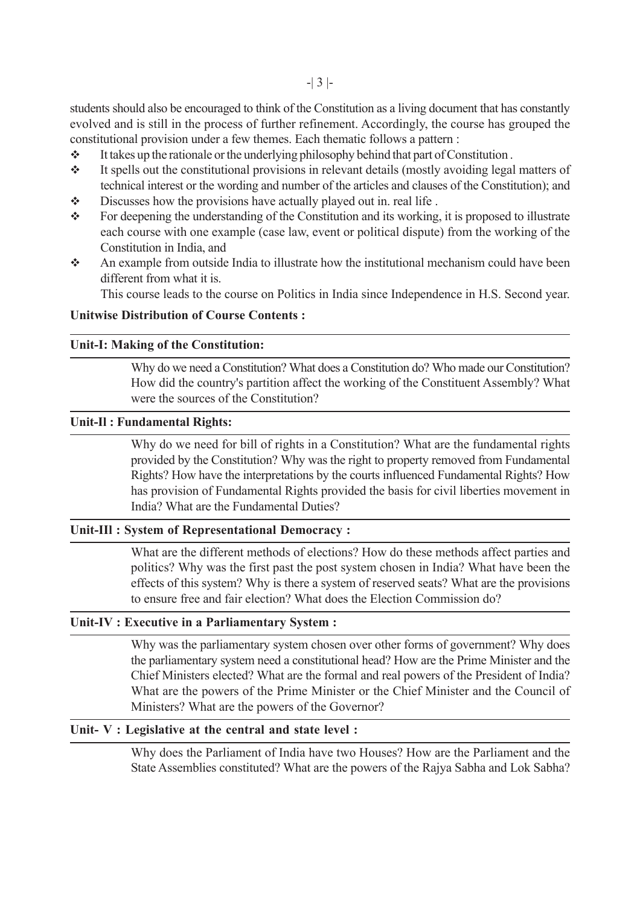students should also be encouraged to think of the Constitution as a living document that has constantly evolved and is still in the process of further refinement. Accordingly, the course has grouped the constitutional provision under a few themes. Each thematic follows a pattern :

- It takes up the rationale or the underlying philosophy behind that part of Constitution .
- It spells out the constitutional provisions in relevant details (mostly avoiding legal matters of technical interest or the wording and number of the articles and clauses of the Constitution); and
- Discusses how the provisions have actually played out in. real life .
- For deepening the understanding of the Constitution and its working, it is proposed to illustrate each course with one example (case law, event or political dispute) from the working of the Constitution in India, and
- An example from outside India to illustrate how the institutional mechanism could have been different from what it is.

  This course leads to the course on Politics in India since Independence in H.S. Second year.

**Unitwise Distribution of Course Contents :**

**Unit-I: Making of the Constitution:**

Why do we need a Constitution? What does a Constitution do? Who made our Constitution? How did the country's partition affect the working of the Constituent Assembly? What were the sources of the Constitution?

**Unit-Il : Fundamental Rights:**

Why do we need for bill of rights in a Constitution? What are the fundamental rights provided by the Constitution? Why was the right to property removed from Fundamental Rights? How have the interpretations by the courts influenced Fundamental Rights? How has provision of Fundamental Rights provided the basis for civil liberties movement in India? What are the Fundamental Duties?

**Unit-Ill : System of Representational Democracy :**

What are the different methods of elections? How do these methods affect parties and politics? Why was the first past the post system chosen in India? What have been the effects of this system? Why is there a system of reserved seats? What are the provisions to ensure free and fair election? What does the Election Commission do?

**Unit-IV : Executive in a Parliamentary System :**

Why was the parliamentary system chosen over other forms of government? Why does the parliamentary system need a constitutional head? How are the Prime Minister and the Chief Ministers elected? What are the formal and real powers of the President of India? What are the powers of the Prime Minister or the Chief Minister and the Council of Ministers? What are the powers of the Governor?

**Unit- V : Legislative at the central and state level :**

Why does the Parliament of India have two Houses? How are the Parliament and the State Assemblies constituted? What are the powers of the Rajya Sabha and Lok Sabha?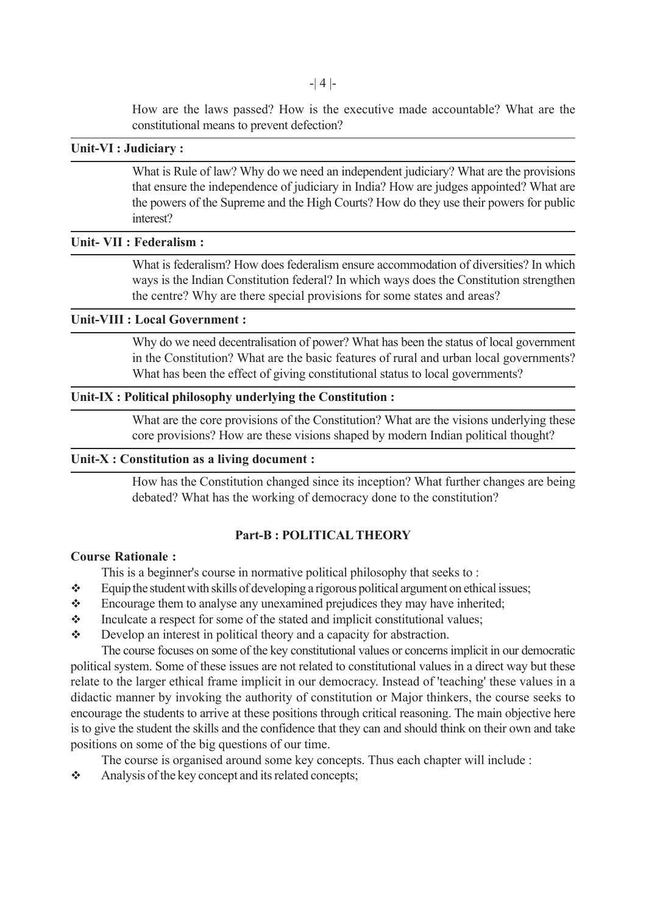How are the laws passed? How is the executive made accountable? What are the constitutional means to prevent defection?

**Unit-VI : Judiciary :**

What is Rule of law? Why do we need an independent judiciary? What are the provisions that ensure the independence of judiciary in India? How are judges appointed? What are the powers of the Supreme and the High Courts? How do they use their powers for public interest?

**Unit- VII : Federalism :**

What is federalism? How does federalism ensure accommodation of diversities? In which ways is the Indian Constitution federal? In which ways does the Constitution strengthen the centre? Why are there special provisions for some states and areas?

**Unit-VIII : Local Government :**

Why do we need decentralisation of power? What has been the status of local government in the Constitution? What are the basic features of rural and urban local governments? What has been the effect of giving constitutional status to local governments?

**Unit-IX : Political philosophy underlying the Constitution :**

What are the core provisions of the Constitution? What are the visions underlying these core provisions? How are these visions shaped by modern Indian political thought?

**Unit-X : Constitution as a living document :**

How has the Constitution changed since its inception? What further changes are being debated? What has the working of democracy done to the constitution?

## Part-B : POLITICAL THEORY

**Course Rationale :**

This is a beginner's course in normative political philosophy that seeks to :

- Equip the student with skills of developing a rigorous political argument on ethical issues;
- Encourage them to analyse any unexamined prejudices they may have inherited;
- Inculcate a respect for some of the stated and implicit constitutional values;
- Develop an interest in political theory and a capacity for abstraction.

The course focuses on some of the key constitutional values or concerns implicit in our democratic political system. Some of these issues are not related to constitutional values in a direct way but these relate to the larger ethical frame implicit in our democracy. Instead of 'teaching' these values in a didactic manner by invoking the authority of constitution or Major thinkers, the course seeks to encourage the students to arrive at these positions through critical reasoning. The main objective here is to give the student the skills and the confidence that they can and should think on their own and take positions on some of the big questions of our time.

The course is organised around some key concepts. Thus each chapter will include :

- Analysis of the key concept and its related concepts;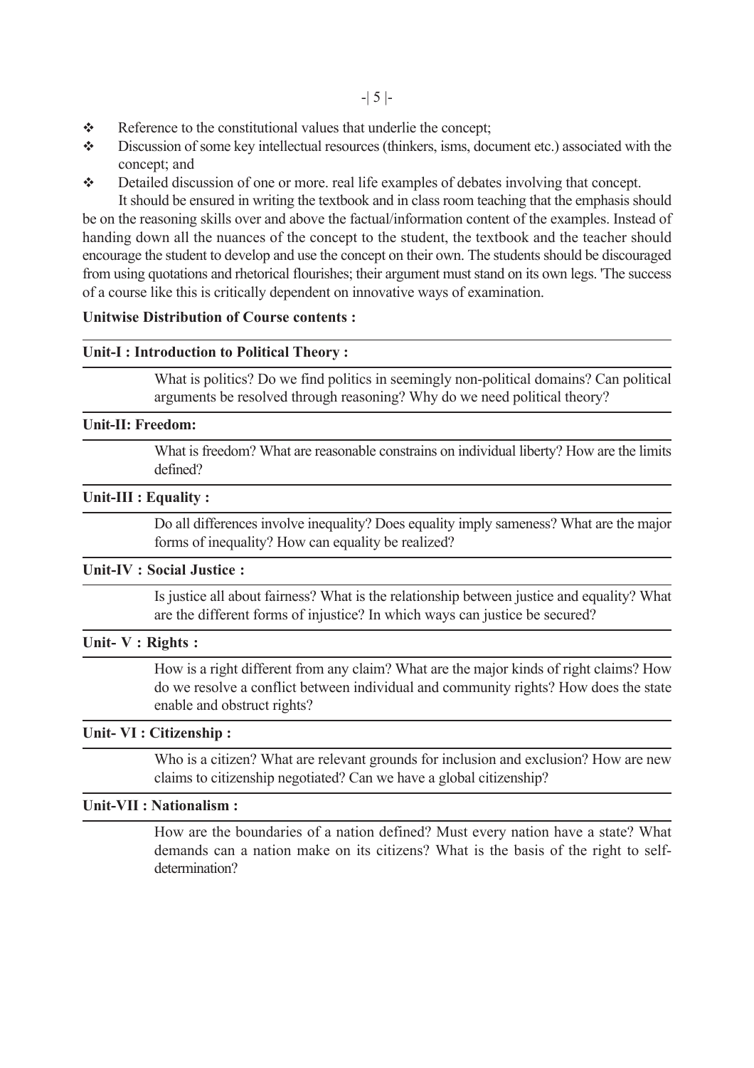- Reference to the constitutional values that underlie the concept;
- Discussion of some key intellectual resources (thinkers, isms, document etc.) associated with the concept; and
- Detailed discussion of one or more. real life examples of debates involving that concept.

It should be ensured in writing the textbook and in class room teaching that the emphasis should be on the reasoning skills over and above the factual/information content of the examples. Instead of handing down all the nuances of the concept to the student, the textbook and the teacher should encourage the student to develop and use the concept on their own. The students should be discouraged from using quotations and rhetorical flourishes; their argument must stand on its own legs. 'The success of a course like this is critically dependent on innovative ways of examination.

**Unitwise Distribution of Course contents :**

**Unit-I : Introduction to Political Theory :**

What is politics? Do we find politics in seemingly non-political domains? Can political arguments be resolved through reasoning? Why do we need political theory?

**Unit-II: Freedom:**

What is freedom? What are reasonable constrains on individual liberty? How are the limits defined?

**Unit-III : Equality :**

Do all differences involve inequality? Does equality imply sameness? What are the major forms of inequality? How can equality be realized?

**Unit-IV : Social Justice :**

Is justice all about fairness? What is the relationship between justice and equality? What are the different forms of injustice? In which ways can justice be secured?

**Unit- V : Rights :**

How is a right different from any claim? What are the major kinds of right claims? How do we resolve a conflict between individual and community rights? How does the state enable and obstruct rights?

**Unit- VI : Citizenship :**

Who is a citizen? What are relevant grounds for inclusion and exclusion? How are new claims to citizenship negotiated? Can we have a global citizenship?

**Unit-VII : Nationalism :**

How are the boundaries of a nation defined? Must every nation have a state? What demands can a nation make on its citizens? What is the basis of the right to self-determination?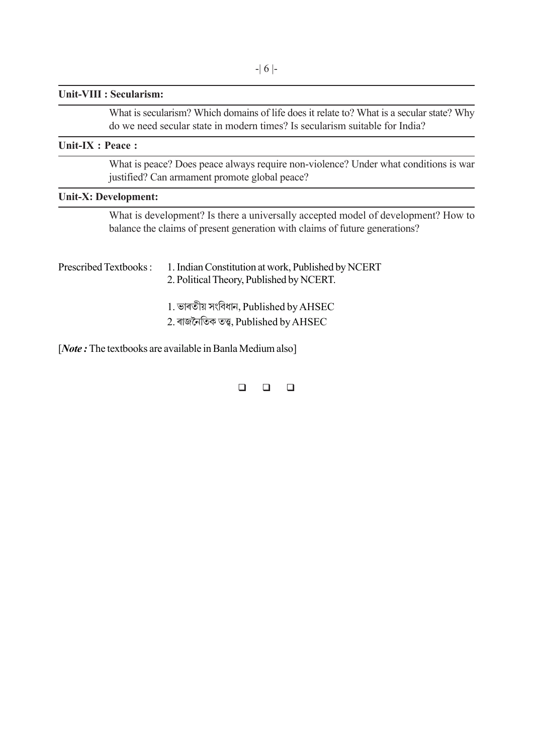**Unit-VIII : Secularism:**

What is secularism? Which domains of life does it relate to? What is a secular state? Why do we need secular state in modern times? Is secularism suitable for India?

**Unit-IX : Peace :**

What is peace? Does peace always require non-violence? Under what conditions is war justified? Can armament promote global peace?

**Unit-X: Development:**

What is development? Is there a universally accepted model of development? How to balance the claims of present generation with claims of future generations?

Prescribed Textbooks :

1. Indian Constitution at work, Published by NCERT
2. Political Theory, Published by NCERT.

1. ভাৰতীয় সংবিধান, Published by AHSEC
2. ৰাজনৈতিক তত্ত্ব, Published by AHSEC

[*Note :* The textbooks are available in Banla Medium also]